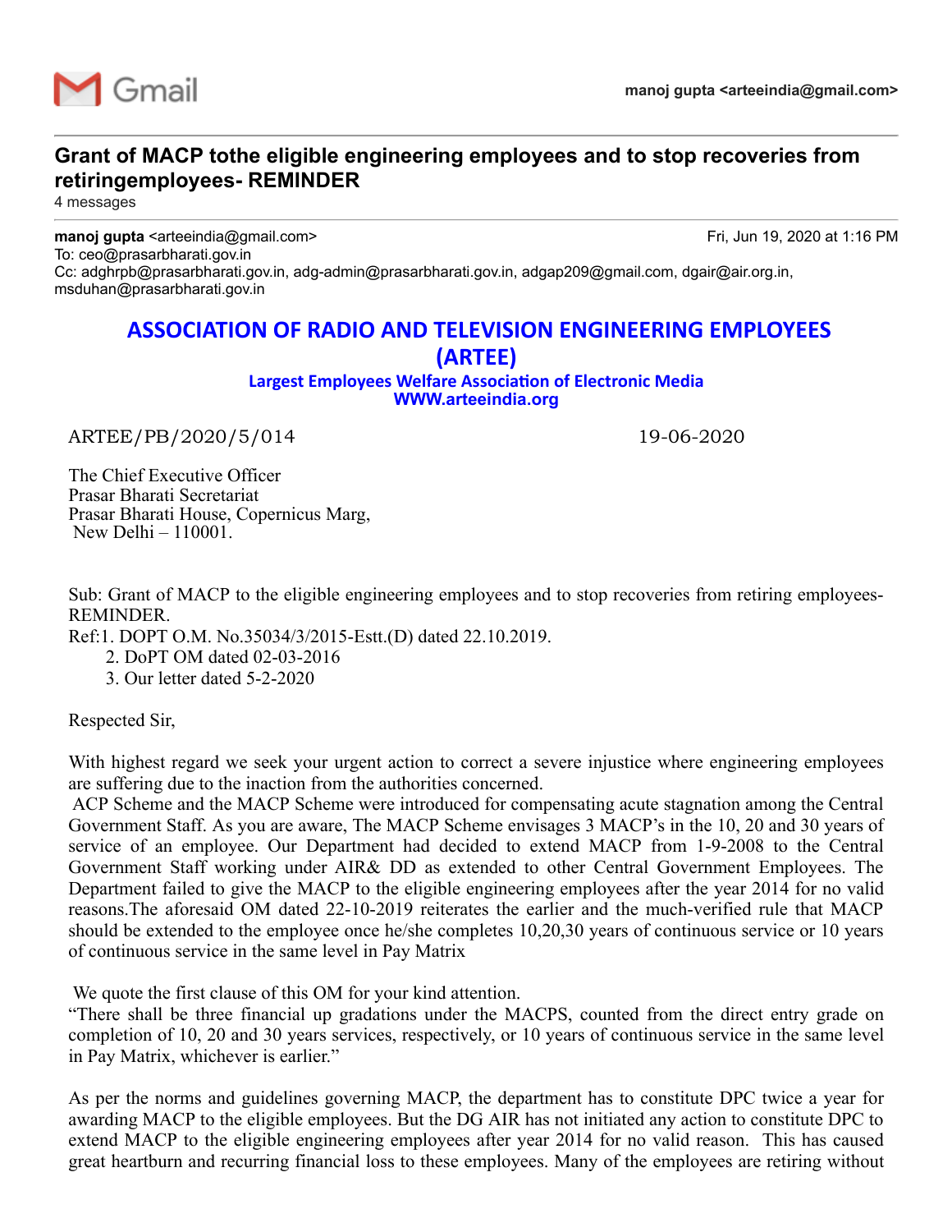Gmail

**manoj gupta <arteeindia@gmail.com>**

# Grant of MACP tothe eligible engineering employees and to stop recoveries from retiringemployees- REMINDER

4 messages

**manoj gupta** <arteeindia@gmail.com> Fri, Jun 19, 2020 at 1:16 PM
To: ceo@prasarbharati.gov.in
Cc: adghrpb@prasarbharati.gov.in, adg-admin@prasarbharati.gov.in, adgap209@gmail.com, dgair@air.org.in, msduhan@prasarbharati.gov.in

## ASSOCIATION OF RADIO AND TELEVISION ENGINEERING EMPLOYEES (ARTEE)

**Largest Employees Welfare Association of Electronic Media**
**WWW.arteeindia.org**

ARTEE/PB/2020/5/014 19-06-2020

The Chief Executive Officer
Prasar Bharati Secretariat
Prasar Bharati House, Copernicus Marg,
New Delhi – 110001.

Sub: Grant of MACP to the eligible engineering employees and to stop recoveries from retiring employees- REMINDER.

Ref:1. DOPT O.M. No.35034/3/2015-Estt.(D) dated 22.10.2019.
2. DoPT OM dated 02-03-2016
3. Our letter dated 5-2-2020

Respected Sir,

With highest regard we seek your urgent action to correct a severe injustice where engineering employees are suffering due to the inaction from the authorities concerned.

ACP Scheme and the MACP Scheme were introduced for compensating acute stagnation among the Central Government Staff. As you are aware, The MACP Scheme envisages 3 MACP's in the 10, 20 and 30 years of service of an employee. Our Department had decided to extend MACP from 1-9-2008 to the Central Government Staff working under AIR& DD as extended to other Central Government Employees. The Department failed to give the MACP to the eligible engineering employees after the year 2014 for no valid reasons.The aforesaid OM dated 22-10-2019 reiterates the earlier and the much-verified rule that MACP should be extended to the employee once he/she completes 10,20,30 years of continuous service or 10 years of continuous service in the same level in Pay Matrix

We quote the first clause of this OM for your kind attention.

"There shall be three financial up gradations under the MACPS, counted from the direct entry grade on completion of 10, 20 and 30 years services, respectively, or 10 years of continuous service in the same level in Pay Matrix, whichever is earlier."

As per the norms and guidelines governing MACP, the department has to constitute DPC twice a year for awarding MACP to the eligible employees. But the DG AIR has not initiated any action to constitute DPC to extend MACP to the eligible engineering employees after year 2014 for no valid reason. This has caused great heartburn and recurring financial loss to these employees. Many of the employees are retiring without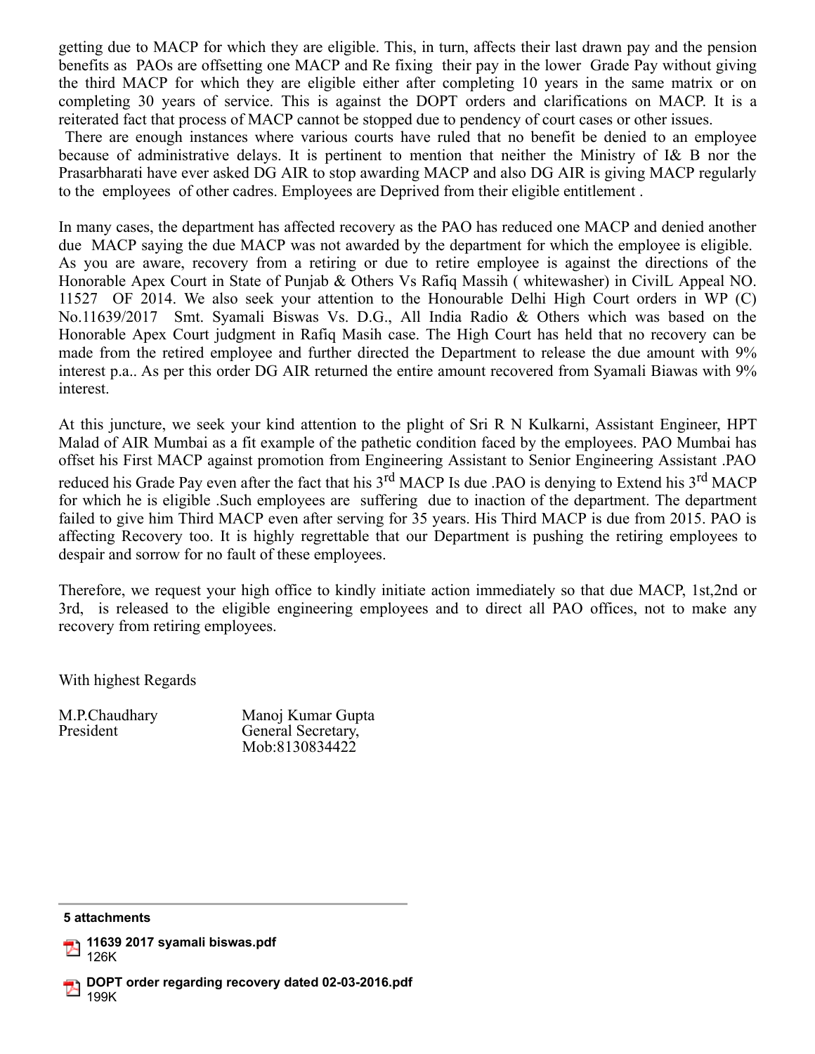getting due to MACP for which they are eligible. This, in turn, affects their last drawn pay and the pension benefits as PAOs are offsetting one MACP and Re fixing their pay in the lower Grade Pay without giving the third MACP for which they are eligible either after completing 10 years in the same matrix or on completing 30 years of service. This is against the DOPT orders and clarifications on MACP. It is a reiterated fact that process of MACP cannot be stopped due to pendency of court cases or other issues.

There are enough instances where various courts have ruled that no benefit be denied to an employee because of administrative delays. It is pertinent to mention that neither the Ministry of I& B nor the Prasarbharati have ever asked DG AIR to stop awarding MACP and also DG AIR is giving MACP regularly to the employees of other cadres. Employees are Deprived from their eligible entitlement .

In many cases, the department has affected recovery as the PAO has reduced one MACP and denied another due MACP saying the due MACP was not awarded by the department for which the employee is eligible. As you are aware, recovery from a retiring or due to retire employee is against the directions of the Honorable Apex Court in State of Punjab & Others Vs Rafiq Massih ( whitewasher) in CivilL Appeal NO. 11527 OF 2014. We also seek your attention to the Honourable Delhi High Court orders in WP (C) No.11639/2017 Smt. Syamali Biswas Vs. D.G., All India Radio & Others which was based on the Honorable Apex Court judgment in Rafiq Masih case. The High Court has held that no recovery can be made from the retired employee and further directed the Department to release the due amount with 9% interest p.a.. As per this order DG AIR returned the entire amount recovered from Syamali Biawas with 9% interest.

At this juncture, we seek your kind attention to the plight of Sri R N Kulkarni, Assistant Engineer, HPT Malad of AIR Mumbai as a fit example of the pathetic condition faced by the employees. PAO Mumbai has offset his First MACP against promotion from Engineering Assistant to Senior Engineering Assistant .PAO reduced his Grade Pay even after the fact that his 3rd MACP Is due .PAO is denying to Extend his 3rd MACP for which he is eligible .Such employees are suffering due to inaction of the department. The department failed to give him Third MACP even after serving for 35 years. His Third MACP is due from 2015. PAO is affecting Recovery too. It is highly regrettable that our Department is pushing the retiring employees to despair and sorrow for no fault of these employees.

Therefore, we request your high office to kindly initiate action immediately so that due MACP, 1st,2nd or 3rd, is released to the eligible engineering employees and to direct all PAO offices, not to make any recovery from retiring employees.

With highest Regards

M.P.Chaudhary
President

Manoj Kumar Gupta
General Secretary,
Mob:8130834422

---

**5 attachments**

**11639 2017 syamali biswas.pdf**
126K

**DOPT order regarding recovery dated 02-03-2016.pdf**
199K